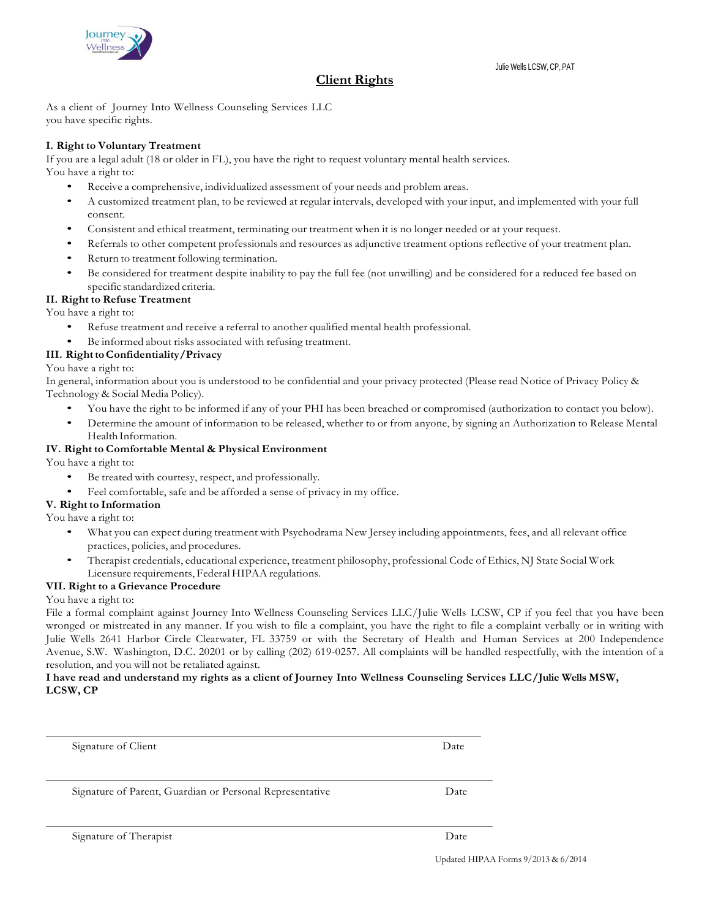Julie Wells LCSW, CP, PAT

# Client Rights

As a client of Journey Into Wellness Counseling Services LLC
you have specific rights.

**I. Right to Voluntary Treatment**

If you are a legal adult (18 or older in FL), you have the right to request voluntary mental health services.
You have a right to:

- Receive a comprehensive, individualized assessment of your needs and problem areas.
- A customized treatment plan, to be reviewed at regular intervals, developed with your input, and implemented with your full consent.
- Consistent and ethical treatment, terminating our treatment when it is no longer needed or at your request.
- Referrals to other competent professionals and resources as adjunctive treatment options reflective of your treatment plan.
- Return to treatment following termination.
- Be considered for treatment despite inability to pay the full fee (not unwilling) and be considered for a reduced fee based on specific standardized criteria.

**II. Right to Refuse Treatment**

You have a right to:

- Refuse treatment and receive a referral to another qualified mental health professional.
- Be informed about risks associated with refusing treatment.

**III. Right to Confidentiality/Privacy**

You have a right to:

In general, information about you is understood to be confidential and your privacy protected (Please read Notice of Privacy Policy & Technology & Social Media Policy).

- You have the right to be informed if any of your PHI has been breached or compromised (authorization to contact you below).
- Determine the amount of information to be released, whether to or from anyone, by signing an Authorization to Release Mental Health Information.

**IV. Right to Comfortable Mental & Physical Environment**

You have a right to:

- Be treated with courtesy, respect, and professionally.
- Feel comfortable, safe and be afforded a sense of privacy in my office.

**V. Right to Information**

You have a right to:

- What you can expect during treatment with Psychodrama New Jersey including appointments, fees, and all relevant office practices, policies, and procedures.
- Therapist credentials, educational experience, treatment philosophy, professional Code of Ethics, NJ State Social Work Licensure requirements, Federal HIPAA regulations.

**VII. Right to a Grievance Procedure**

You have a right to:

File a formal complaint against Journey Into Wellness Counseling Services LLC/Julie Wells LCSW, CP if you feel that you have been wronged or mistreated in any manner. If you wish to file a complaint, you have the right to file a complaint verbally or in writing with Julie Wells 2641 Harbor Circle Clearwater, FL 33759 or with the Secretary of Health and Human Services at 200 Independence Avenue, S.W. Washington, D.C. 20201 or by calling (202) 619-0257. All complaints will be handled respectfully, with the intention of a resolution, and you will not be retaliated against.

**I have read and understand my rights as a client of Journey Into Wellness Counseling Services LLC/Julie Wells MSW, LCSW, CP**

______________________________________________

Signature of Client                                                                                    Date

______________________________________________

Signature of Parent, Guardian or Personal Representative                                Date

______________________________________________

Signature of Therapist                                                                                Date

Updated HIPAA Forms 9/2013 & 6/2014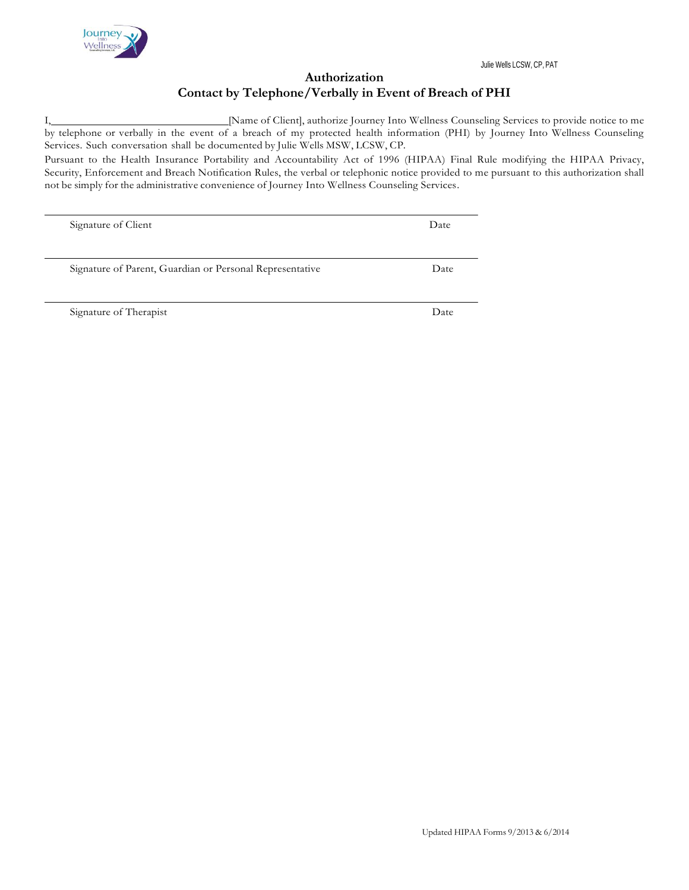Julie Wells LCSW, CP, PAT

## Authorization
## Contact by Telephone/Verbally in Event of Breach of PHI

I,________________________________[Name of Client], authorize Journey Into Wellness Counseling Services to provide notice to me by telephone or verbally in the event of a breach of my protected health information (PHI) by Journey Into Wellness Counseling Services. Such conversation shall be documented by Julie Wells MSW, LCSW, CP.

Pursuant to the Health Insurance Portability and Accountability Act of 1996 (HIPAA) Final Rule modifying the HIPAA Privacy, Security, Enforcement and Breach Notification Rules, the verbal or telephonic notice provided to me pursuant to this authorization shall not be simply for the administrative convenience of Journey Into Wellness Counseling Services.

_____________________________________________________________

Signature of Client                                                                                    Date

_____________________________________________________________

Signature of Parent, Guardian or Personal Representative                            Date

_____________________________________________________________

Signature of Therapist                                                                                Date

Updated HIPAA Forms 9/2013 & 6/2014